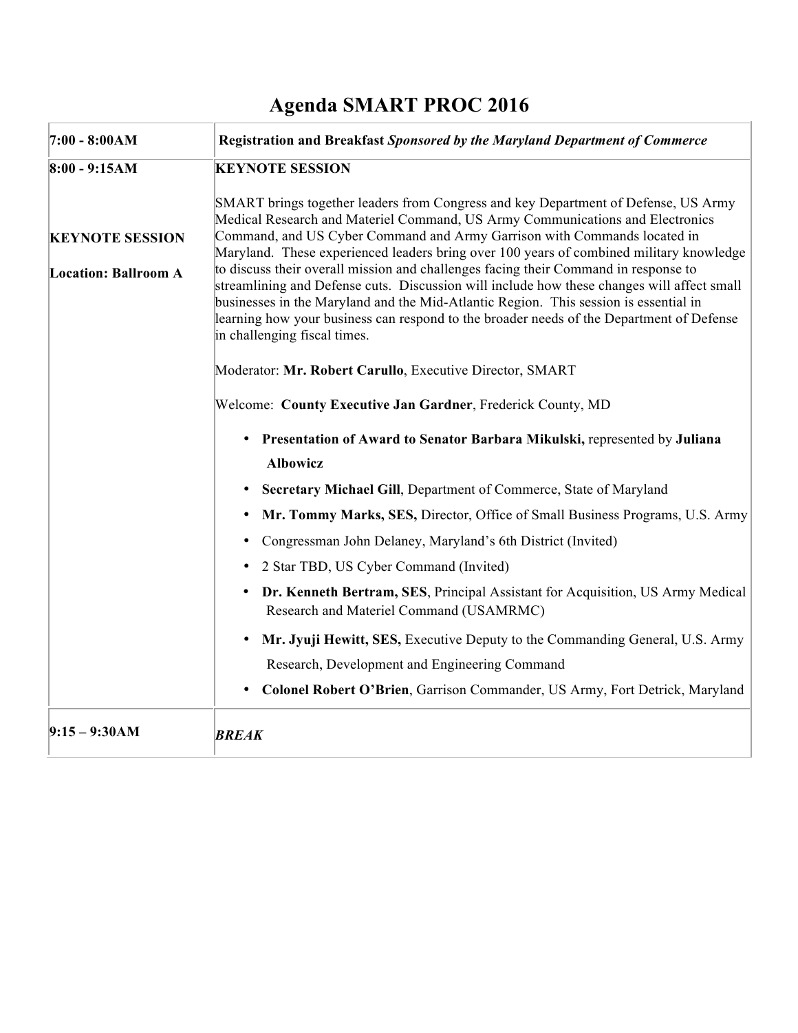# Agenda SMART PROC 2016

| | |
|---|---|
| **7:00 - 8:00AM** | **Registration and Breakfast** ***Sponsored by the Maryland Department of Commerce*** |
| **8:00 - 9:15AM**<br><br>**KEYNOTE SESSION**<br><br>**Location: Ballroom A** | **KEYNOTE SESSION**<br><br>SMART brings together leaders from Congress and key Department of Defense, US Army Medical Research and Materiel Command, US Army Communications and Electronics Command, and US Cyber Command and Army Garrison with Commands located in Maryland. These experienced leaders bring over 100 years of combined military knowledge to discuss their overall mission and challenges facing their Command in response to streamlining and Defense cuts. Discussion will include how these changes will affect small businesses in the Maryland and the Mid-Atlantic Region. This session is essential in learning how your business can respond to the broader needs of the Department of Defense in challenging fiscal times.<br><br>Moderator: **Mr. Robert Carullo**, Executive Director, SMART<br><br>Welcome: **County Executive Jan Gardner**, Frederick County, MD<br><br>• **Presentation of Award to Senator Barbara Mikulski,** represented by **Juliana Albowicz**<br>• **Secretary Michael Gill**, Department of Commerce, State of Maryland<br>• **Mr. Tommy Marks, SES,** Director, Office of Small Business Programs, U.S. Army<br>• Congressman John Delaney, Maryland's 6th District (Invited)<br>• 2 Star TBD, US Cyber Command (Invited)<br>• **Dr. Kenneth Bertram, SES**, Principal Assistant for Acquisition, US Army Medical Research and Materiel Command (USAMRMC)<br>• **Mr. Jyuji Hewitt, SES,** Executive Deputy to the Commanding General, U.S. Army Research, Development and Engineering Command<br>• **Colonel Robert O'Brien**, Garrison Commander, US Army, Fort Detrick, Maryland |
| **9:15 – 9:30AM** | ***BREAK*** |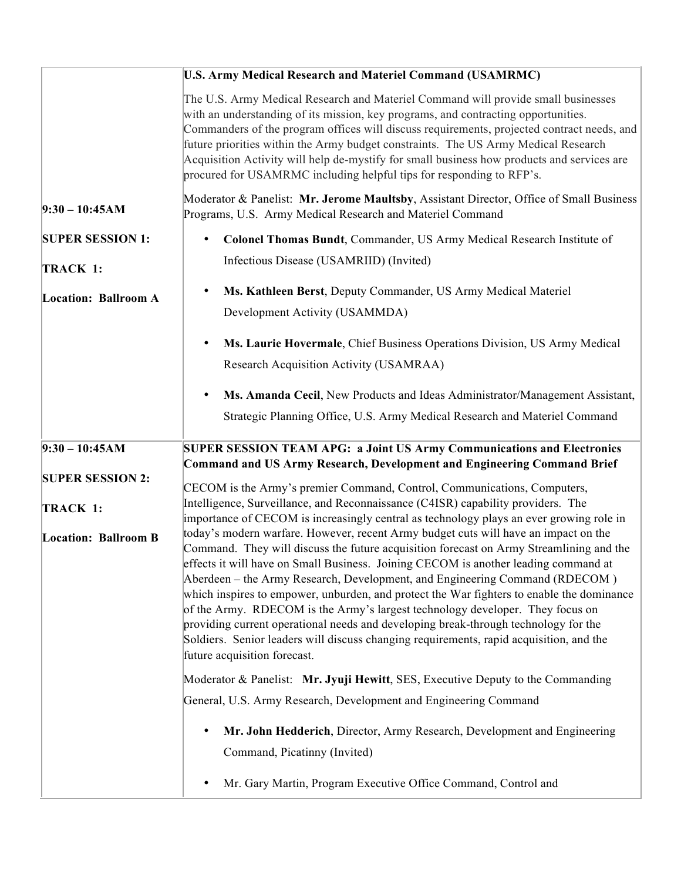| | |
|---|---|
| **9:30 – 10:45AM**<br><br>**SUPER SESSION 1:**<br><br>**TRACK 1:**<br><br>**Location: Ballroom A** | **U.S. Army Medical Research and Materiel Command (USAMRMC)**<br><br>The U.S. Army Medical Research and Materiel Command will provide small businesses with an understanding of its mission, key programs, and contracting opportunities. Commanders of the program offices will discuss requirements, projected contract needs, and future priorities within the Army budget constraints. The US Army Medical Research Acquisition Activity will help de-mystify for small business how products and services are procured for USAMRMC including helpful tips for responding to RFP's.<br><br>Moderator & Panelist: **Mr. Jerome Maultsby**, Assistant Director, Office of Small Business Programs, U.S. Army Medical Research and Materiel Command<br><br>• **Colonel Thomas Bundt**, Commander, US Army Medical Research Institute of Infectious Disease (USAMRIID) (Invited)<br>• **Ms. Kathleen Berst**, Deputy Commander, US Army Medical Materiel Development Activity (USAMMDA)<br>• **Ms. Laurie Hovermale**, Chief Business Operations Division, US Army Medical Research Acquisition Activity (USAMRAA)<br>• **Ms. Amanda Cecil**, New Products and Ideas Administrator/Management Assistant, Strategic Planning Office, U.S. Army Medical Research and Materiel Command |
| **9:30 – 10:45AM**<br><br>**SUPER SESSION 2:**<br><br>**TRACK 1:**<br><br>**Location: Ballroom B** | **SUPER SESSION TEAM APG: a Joint US Army Communications and Electronics Command and US Army Research, Development and Engineering Command Brief**<br><br>CECOM is the Army's premier Command, Control, Communications, Computers, Intelligence, Surveillance, and Reconnaissance (C4ISR) capability providers. The importance of CECOM is increasingly central as technology plays an ever growing role in today's modern warfare. However, recent Army budget cuts will have an impact on the Command. They will discuss the future acquisition forecast on Army Streamlining and the effects it will have on Small Business. Joining CECOM is another leading command at Aberdeen – the Army Research, Development, and Engineering Command (RDECOM ) which inspires to empower, unburden, and protect the War fighters to enable the dominance of the Army. RDECOM is the Army's largest technology developer. They focus on providing current operational needs and developing break-through technology for the Soldiers. Senior leaders will discuss changing requirements, rapid acquisition, and the future acquisition forecast.<br><br>Moderator & Panelist: **Mr. Jyuji Hewitt**, SES, Executive Deputy to the Commanding General, U.S. Army Research, Development and Engineering Command<br><br>• **Mr. John Hedderich**, Director, Army Research, Development and Engineering Command, Picatinny (Invited)<br>• Mr. Gary Martin, Program Executive Office Command, Control and |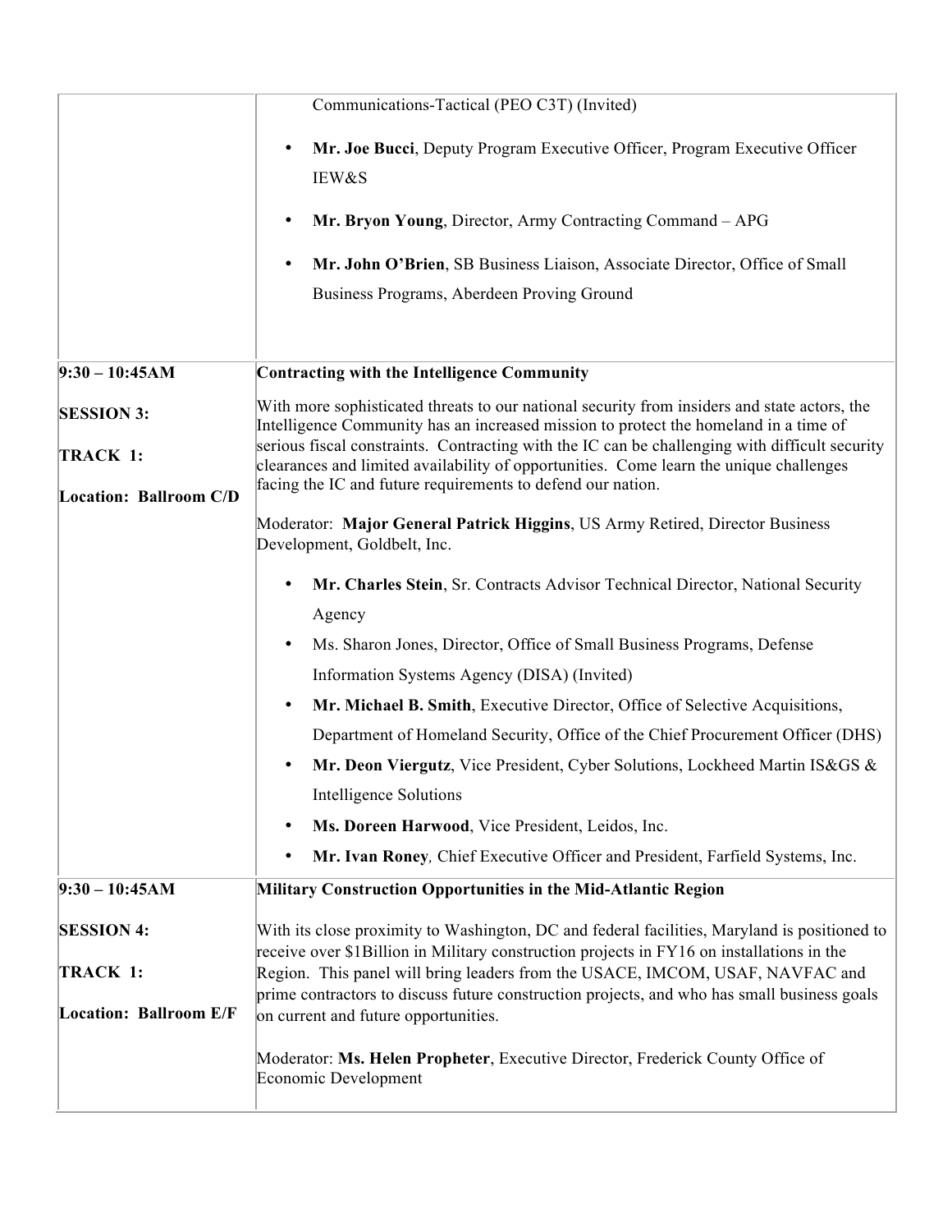| | |
|---|---|
| | Communications-Tactical (PEO C3T) (Invited)<br><br>• **Mr. Joe Bucci**, Deputy Program Executive Officer, Program Executive Officer IEW&S<br><br>• **Mr. Bryon Young**, Director, Army Contracting Command – APG<br><br>• **Mr. John O'Brien**, SB Business Liaison, Associate Director, Office of Small Business Programs, Aberdeen Proving Ground |
| **9:30 – 10:45AM**<br><br>**SESSION 3:**<br><br>**TRACK 1:**<br><br>**Location: Ballroom C/D** | **Contracting with the Intelligence Community**<br><br>With more sophisticated threats to our national security from insiders and state actors, the Intelligence Community has an increased mission to protect the homeland in a time of serious fiscal constraints. Contracting with the IC can be challenging with difficult security clearances and limited availability of opportunities. Come learn the unique challenges facing the IC and future requirements to defend our nation.<br><br>Moderator: **Major General Patrick Higgins**, US Army Retired, Director Business Development, Goldbelt, Inc.<br><br>• **Mr. Charles Stein**, Sr. Contracts Advisor Technical Director, National Security Agency<br>• Ms. Sharon Jones, Director, Office of Small Business Programs, Defense Information Systems Agency (DISA) (Invited)<br>• **Mr. Michael B. Smith**, Executive Director, Office of Selective Acquisitions, Department of Homeland Security, Office of the Chief Procurement Officer (DHS)<br>• **Mr. Deon Viergutz**, Vice President, Cyber Solutions, Lockheed Martin IS&GS & Intelligence Solutions<br>• **Ms. Doreen Harwood**, Vice President, Leidos, Inc.<br>• **Mr. Ivan Roney**, *Chief Executive Officer and President, Farfield Systems, Inc.* |
| **9:30 – 10:45AM**<br><br>**SESSION 4:**<br><br>**TRACK 1:**<br><br>**Location: Ballroom E/F** | **Military Construction Opportunities in the Mid-Atlantic Region**<br><br>With its close proximity to Washington, DC and federal facilities, Maryland is positioned to receive over $1Billion in Military construction projects in FY16 on installations in the Region. This panel will bring leaders from the USACE, IMCOM, USAF, NAVFAC and prime contractors to discuss future construction projects, and who has small business goals on current and future opportunities.<br><br>Moderator: **Ms. Helen Propheter**, Executive Director, Frederick County Office of Economic Development |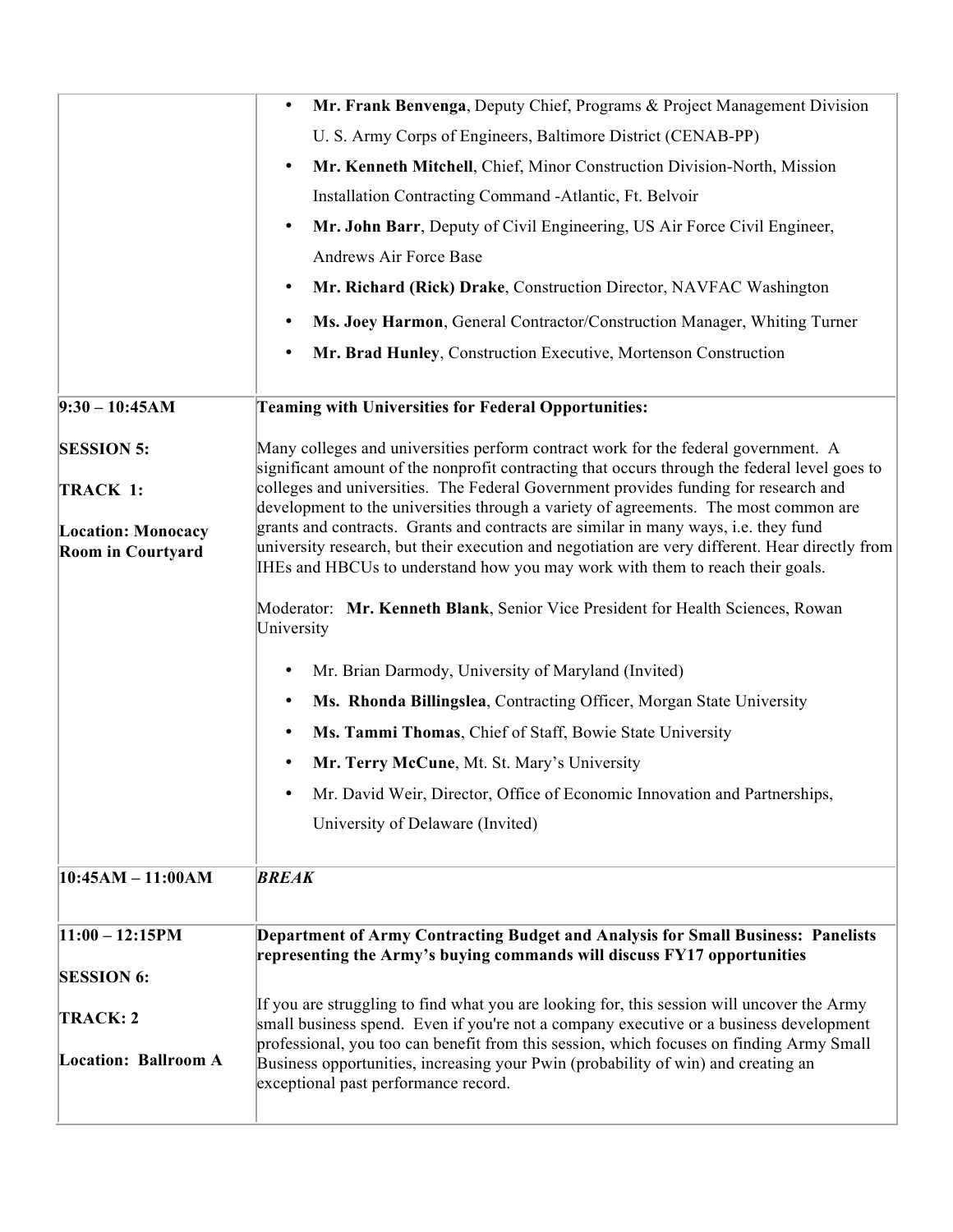| | |
|---|---|
| | • **Mr. Frank Benvenga**, Deputy Chief, Programs & Project Management Division U. S. Army Corps of Engineers, Baltimore District (CENAB-PP)<br>• **Mr. Kenneth Mitchell**, Chief, Minor Construction Division-North, Mission Installation Contracting Command -Atlantic, Ft. Belvoir<br>• **Mr. John Barr**, Deputy of Civil Engineering, US Air Force Civil Engineer, Andrews Air Force Base<br>• **Mr. Richard (Rick) Drake**, Construction Director, NAVFAC Washington<br>• **Ms. Joey Harmon**, General Contractor/Construction Manager, Whiting Turner<br>• **Mr. Brad Hunley**, Construction Executive, Mortenson Construction |
| **9:30 – 10:45AM**<br><br>**SESSION 5:**<br><br>**TRACK 1:**<br><br>**Location: Monocacy Room in Courtyard** | **Teaming with Universities for Federal Opportunities:**<br><br>Many colleges and universities perform contract work for the federal government. A significant amount of the nonprofit contracting that occurs through the federal level goes to colleges and universities. The Federal Government provides funding for research and development to the universities through a variety of agreements. The most common are grants and contracts. Grants and contracts are similar in many ways, i.e. they fund university research, but their execution and negotiation are very different. Hear directly from IHEs and HBCUs to understand how you may work with them to reach their goals.<br><br>Moderator: **Mr. Kenneth Blank**, Senior Vice President for Health Sciences, Rowan University<br><br>• Mr. Brian Darmody, University of Maryland (Invited)<br>• **Ms. Rhonda Billingslea**, Contracting Officer, Morgan State University<br>• **Ms. Tammi Thomas**, Chief of Staff, Bowie State University<br>• **Mr. Terry McCune**, Mt. St. Mary's University<br>• Mr. David Weir, Director, Office of Economic Innovation and Partnerships, University of Delaware (Invited) |
| **10:45AM – 11:00AM** | ***BREAK*** |
| **11:00 – 12:15PM**<br><br>**SESSION 6:**<br><br>**TRACK: 2**<br><br>**Location: Ballroom A** | **Department of Army Contracting Budget and Analysis for Small Business: Panelists representing the Army's buying commands will discuss FY17 opportunities**<br><br>If you are struggling to find what you are looking for, this session will uncover the Army small business spend. Even if you're not a company executive or a business development professional, you too can benefit from this session, which focuses on finding Army Small Business opportunities, increasing your Pwin (probability of win) and creating an exceptional past performance record. |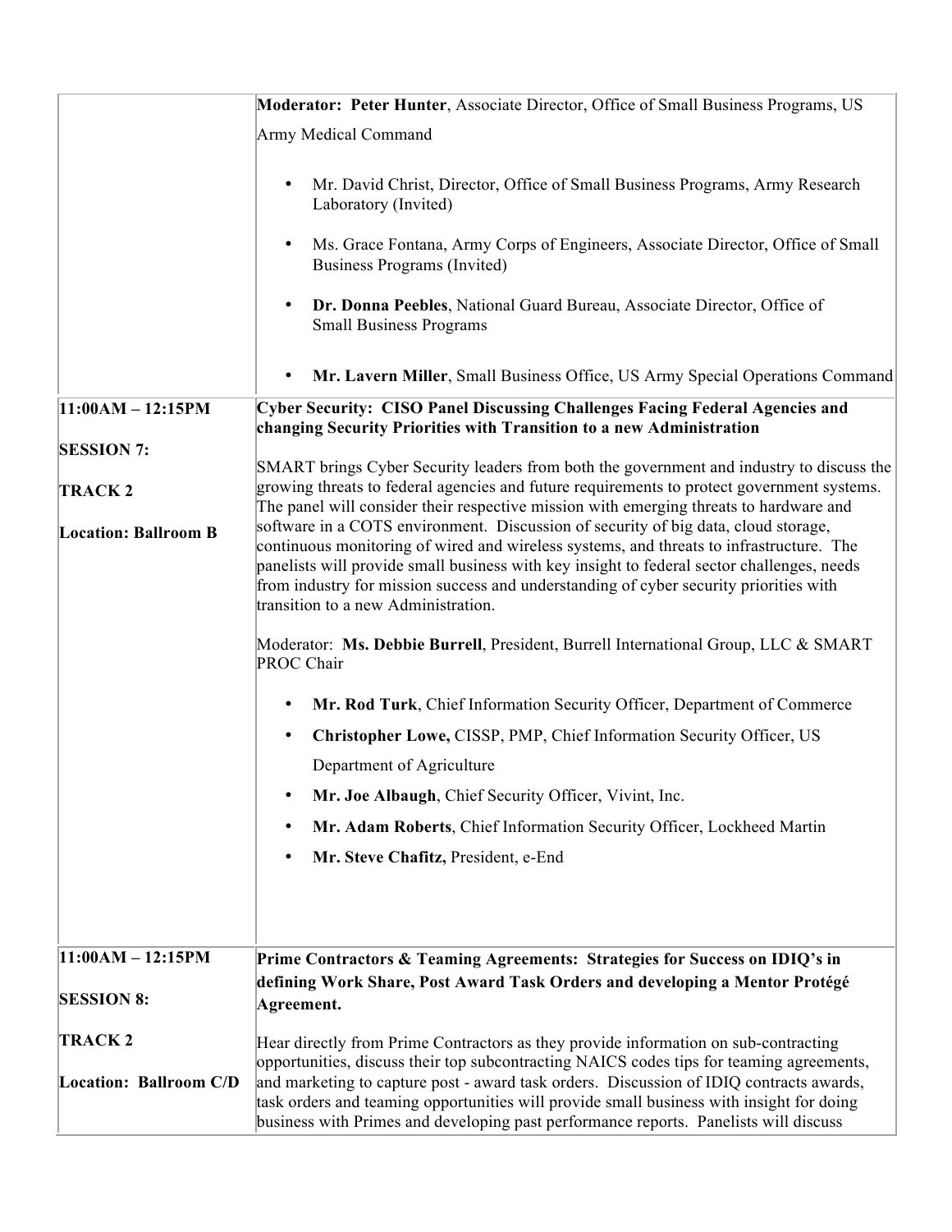| | |
|---|---|
| | **Moderator: Peter Hunter**, Associate Director, Office of Small Business Programs, US Army Medical Command<br><br>• Mr. David Christ, Director, Office of Small Business Programs, Army Research Laboratory (Invited)<br>• Ms. Grace Fontana, Army Corps of Engineers, Associate Director, Office of Small Business Programs (Invited)<br>• **Dr. Donna Peebles**, National Guard Bureau, Associate Director, Office of Small Business Programs<br>• **Mr. Lavern Miller**, Small Business Office, US Army Special Operations Command |
| **11:00AM – 12:15PM**<br><br>**SESSION 7:**<br><br>**TRACK 2**<br><br>**Location: Ballroom B** | **Cyber Security: CISO Panel Discussing Challenges Facing Federal Agencies and changing Security Priorities with Transition to a new Administration**<br><br>SMART brings Cyber Security leaders from both the government and industry to discuss the growing threats to federal agencies and future requirements to protect government systems. The panel will consider their respective mission with emerging threats to hardware and software in a COTS environment. Discussion of security of big data, cloud storage, continuous monitoring of wired and wireless systems, and threats to infrastructure. The panelists will provide small business with key insight to federal sector challenges, needs from industry for mission success and understanding of cyber security priorities with transition to a new Administration.<br><br>Moderator: **Ms. Debbie Burrell**, President, Burrell International Group, LLC & SMART PROC Chair<br><br>• **Mr. Rod Turk**, Chief Information Security Officer, Department of Commerce<br>• **Christopher Lowe,** CISSP, PMP, Chief Information Security Officer, US Department of Agriculture<br>• **Mr. Joe Albaugh**, Chief Security Officer, Vivint, Inc.<br>• **Mr. Adam Roberts**, Chief Information Security Officer, Lockheed Martin<br>• **Mr. Steve Chafitz,** President, e-End |
| **11:00AM – 12:15PM**<br><br>**SESSION 8:**<br><br>**TRACK 2**<br><br>**Location: Ballroom C/D** | **Prime Contractors & Teaming Agreements: Strategies for Success on IDIQ's in defining Work Share, Post Award Task Orders and developing a Mentor Protégé Agreement.**<br><br>Hear directly from Prime Contractors as they provide information on sub-contracting opportunities, discuss their top subcontracting NAICS codes tips for teaming agreements, and marketing to capture post - award task orders. Discussion of IDIQ contracts awards, task orders and teaming opportunities will provide small business with insight for doing business with Primes and developing past performance reports. Panelists will discuss |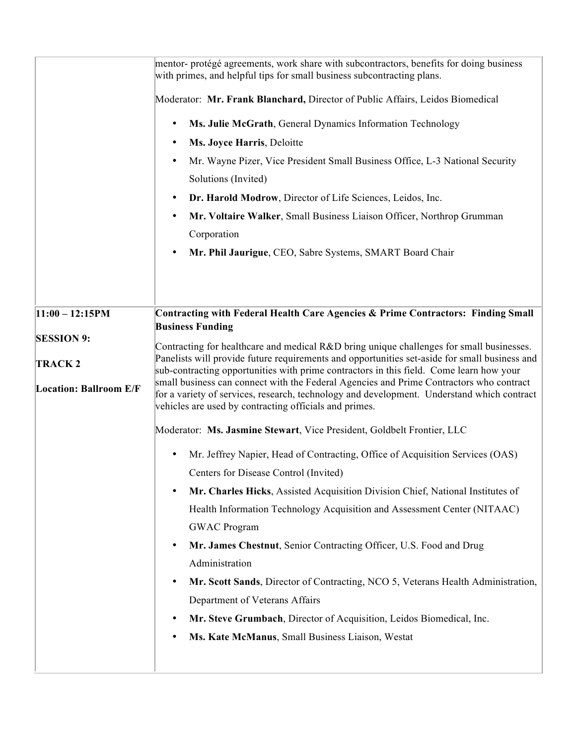| | |
|---|---|
| | mentor- protégé agreements, work share with subcontractors, benefits for doing business with primes, and helpful tips for small business subcontracting plans.<br><br>Moderator: **Mr. Frank Blanchard,** Director of Public Affairs, Leidos Biomedical<br><br>• **Ms. Julie McGrath**, General Dynamics Information Technology<br>• **Ms. Joyce Harris**, Deloitte<br>• Mr. Wayne Pizer, Vice President Small Business Office, L-3 National Security Solutions (Invited)<br>• **Dr. Harold Modrow**, Director of Life Sciences, Leidos, Inc.<br>• **Mr. Voltaire Walker**, Small Business Liaison Officer, Northrop Grumman Corporation<br>• **Mr. Phil Jaurigue**, CEO, Sabre Systems, SMART Board Chair |
| **11:00 – 12:15PM**<br><br>**SESSION 9:**<br><br>**TRACK 2**<br><br>**Location: Ballroom E/F** | **Contracting with Federal Health Care Agencies & Prime Contractors: Finding Small Business Funding**<br><br>Contracting for healthcare and medical R&D bring unique challenges for small businesses. Panelists will provide future requirements and opportunities set-aside for small business and sub-contracting opportunities with prime contractors in this field. Come learn how your small business can connect with the Federal Agencies and Prime Contractors who contract for a variety of services, research, technology and development. Understand which contract vehicles are used by contracting officials and primes.<br><br>Moderator: **Ms. Jasmine Stewart**, Vice President, Goldbelt Frontier, LLC<br><br>• Mr. Jeffrey Napier, Head of Contracting, Office of Acquisition Services (OAS) Centers for Disease Control (Invited)<br>• **Mr. Charles Hicks**, Assisted Acquisition Division Chief, National Institutes of Health Information Technology Acquisition and Assessment Center (NITAAC) GWAC Program<br>• **Mr. James Chestnut**, Senior Contracting Officer, U.S. Food and Drug Administration<br>• **Mr. Scott Sands**, Director of Contracting, NCO 5, Veterans Health Administration, Department of Veterans Affairs<br>• **Mr. Steve Grumbach**, Director of Acquisition, Leidos Biomedical, Inc.<br>• **Ms. Kate McManus**, Small Business Liaison, Westat |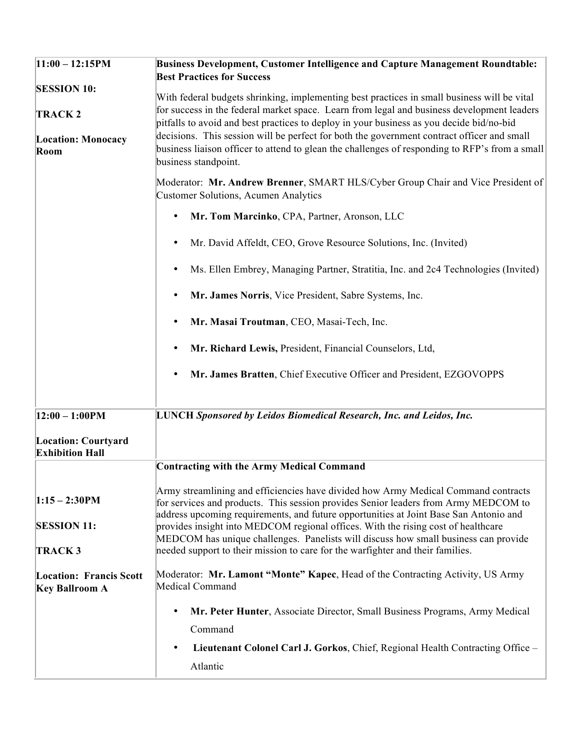| | |
|---|---|
| **11:00 – 12:15PM**<br><br>**SESSION 10:**<br><br>**TRACK 2**<br><br>**Location: Monocacy Room** | **Business Development, Customer Intelligence and Capture Management Roundtable: Best Practices for Success**<br><br>With federal budgets shrinking, implementing best practices in small business will be vital for success in the federal market space. Learn from legal and business development leaders pitfalls to avoid and best practices to deploy in your business as you decide bid/no-bid decisions. This session will be perfect for both the government contract officer and small business liaison officer to attend to glean the challenges of responding to RFP's from a small business standpoint.<br><br>Moderator: **Mr. Andrew Brenner**, SMART HLS/Cyber Group Chair and Vice President of Customer Solutions, Acumen Analytics<br><br>• **Mr. Tom Marcinko**, CPA, Partner, Aronson, LLC<br>• Mr. David Affeldt, CEO, Grove Resource Solutions, Inc. (Invited)<br>• Ms. Ellen Embrey, Managing Partner, Stratitia, Inc. and 2c4 Technologies (Invited)<br>• **Mr. James Norris**, Vice President, Sabre Systems, Inc.<br>• **Mr. Masai Troutman**, CEO, Masai-Tech, Inc.<br>• **Mr. Richard Lewis,** President, Financial Counselors, Ltd,<br>• **Mr. James Bratten**, Chief Executive Officer and President, EZGOVOPPS |
| **12:00 – 1:00PM**<br><br>**Location: Courtyard Exhibition Hall** | **LUNCH** ***Sponsored by Leidos Biomedical Research, Inc. and Leidos, Inc.*** |
| **1:15 – 2:30PM**<br><br>**SESSION 11:**<br><br>**TRACK 3**<br><br>**Location: Francis Scott Key Ballroom A** | **Contracting with the Army Medical Command**<br><br>Army streamlining and efficiencies have divided how Army Medical Command contracts for services and products. This session provides Senior leaders from Army MEDCOM to address upcoming requirements, and future opportunities at Joint Base San Antonio and provides insight into MEDCOM regional offices. With the rising cost of healthcare MEDCOM has unique challenges. Panelists will discuss how small business can provide needed support to their mission to care for the warfighter and their families.<br><br>Moderator: **Mr. Lamont "Monte" Kapec**, Head of the Contracting Activity, US Army Medical Command<br><br>• **Mr. Peter Hunter**, Associate Director, Small Business Programs, Army Medical Command<br>• **Lieutenant Colonel Carl J. Gorkos**, Chief, Regional Health Contracting Office – Atlantic |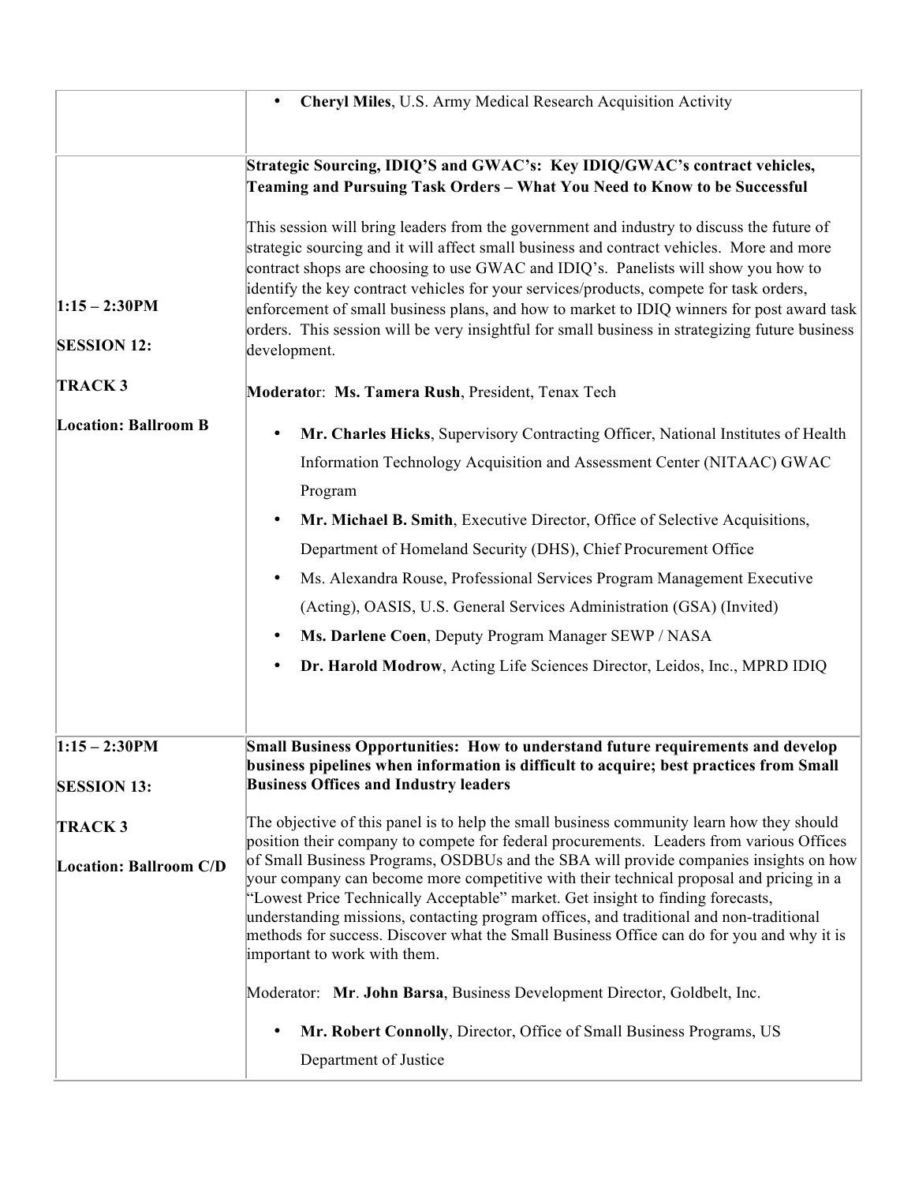| | |
|---|---|
| | • **Cheryl Miles**, U.S. Army Medical Research Acquisition Activity |
| **1:15 – 2:30PM**<br><br>**SESSION 12:**<br><br>**TRACK 3**<br><br>**Location: Ballroom B** | **Strategic Sourcing, IDIQ'S and GWAC's: Key IDIQ/GWAC's contract vehicles, Teaming and Pursuing Task Orders – What You Need to Know to be Successful**<br><br>This session will bring leaders from the government and industry to discuss the future of strategic sourcing and it will affect small business and contract vehicles. More and more contract shops are choosing to use GWAC and IDIQ's. Panelists will show you how to identify the key contract vehicles for your services/products, compete for task orders, enforcement of small business plans, and how to market to IDIQ winners for post award task orders. This session will be very insightful for small business in strategizing future business development.<br><br>**Moderato**r: **Ms. Tamera Rush**, President, Tenax Tech<br><br>• **Mr. Charles Hicks**, Supervisory Contracting Officer, National Institutes of Health Information Technology Acquisition and Assessment Center (NITAAC) GWAC Program<br>• **Mr. Michael B. Smith**, Executive Director, Office of Selective Acquisitions, Department of Homeland Security (DHS), Chief Procurement Office<br>• Ms. Alexandra Rouse, Professional Services Program Management Executive (Acting), OASIS, U.S. General Services Administration (GSA) (Invited)<br>• **Ms. Darlene Coen**, Deputy Program Manager SEWP / NASA<br>• **Dr. Harold Modrow**, Acting Life Sciences Director, Leidos, Inc., MPRD IDIQ |
| **1:15 – 2:30PM**<br><br>**SESSION 13:**<br><br>**TRACK 3**<br><br>**Location: Ballroom C/D** | **Small Business Opportunities: How to understand future requirements and develop business pipelines when information is difficult to acquire; best practices from Small Business Offices and Industry leaders**<br><br>The objective of this panel is to help the small business community learn how they should position their company to compete for federal procurements. Leaders from various Offices of Small Business Programs, OSDBUs and the SBA will provide companies insights on how your company can become more competitive with their technical proposal and pricing in a "Lowest Price Technically Acceptable" market. Get insight to finding forecasts, understanding missions, contacting program offices, and traditional and non-traditional methods for success. Discover what the Small Business Office can do for you and why it is important to work with them.<br><br>Moderator: **Mr**. **John Barsa**, Business Development Director, Goldbelt, Inc.<br><br>• **Mr. Robert Connolly**, Director, Office of Small Business Programs, US Department of Justice |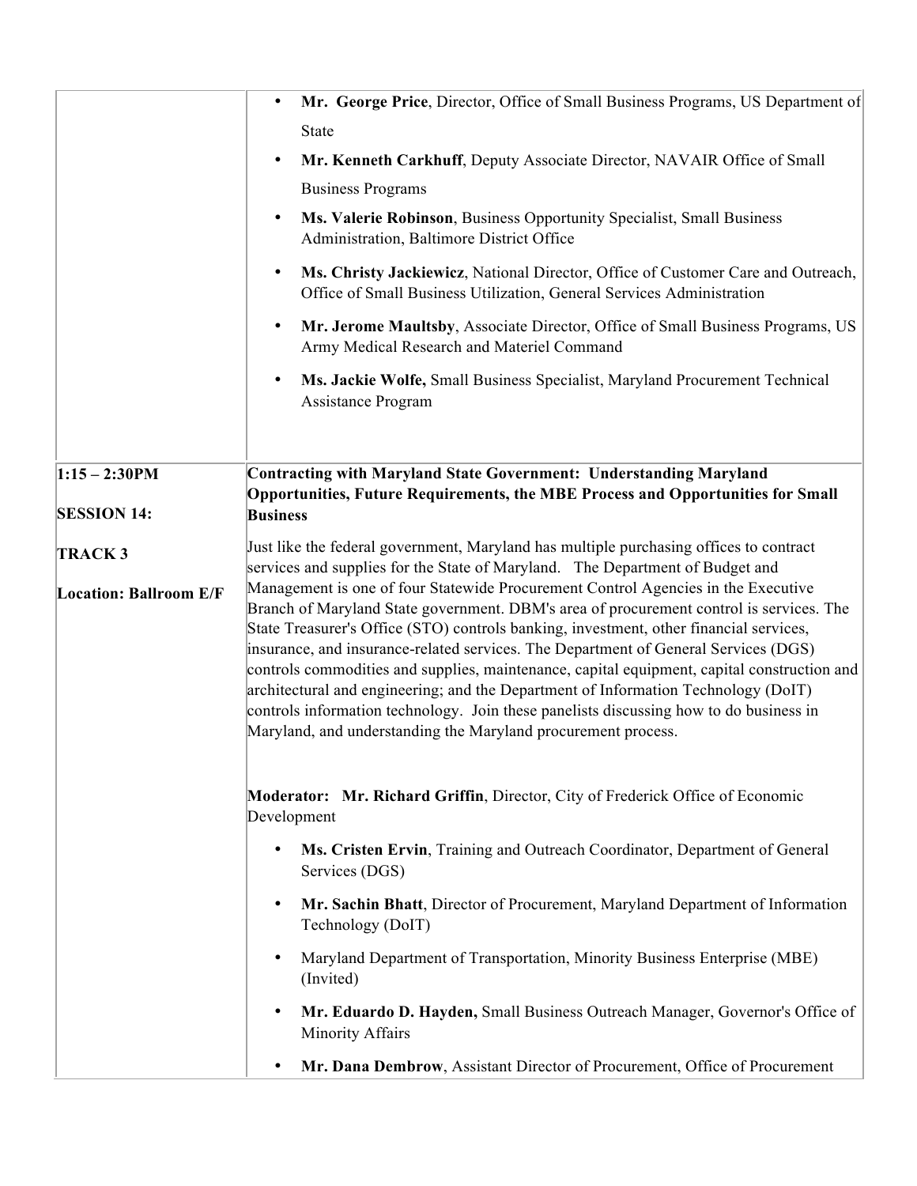| | |
|---|---|
| | • **Mr. George Price**, Director, Office of Small Business Programs, US Department of State<br>• **Mr. Kenneth Carkhuff**, Deputy Associate Director, NAVAIR Office of Small Business Programs<br>• **Ms. Valerie Robinson**, Business Opportunity Specialist, Small Business Administration, Baltimore District Office<br>• **Ms. Christy Jackiewicz**, National Director, Office of Customer Care and Outreach, Office of Small Business Utilization, General Services Administration<br>• **Mr. Jerome Maultsby**, Associate Director, Office of Small Business Programs, US Army Medical Research and Materiel Command<br>• **Ms. Jackie Wolfe,** Small Business Specialist, Maryland Procurement Technical Assistance Program |
| **1:15 – 2:30PM**<br><br>**SESSION 14:**<br><br>**TRACK 3**<br><br>**Location: Ballroom E/F** | **Contracting with Maryland State Government: Understanding Maryland Opportunities, Future Requirements, the MBE Process and Opportunities for Small Business**<br><br>Just like the federal government, Maryland has multiple purchasing offices to contract services and supplies for the State of Maryland. The Department of Budget and Management is one of four Statewide Procurement Control Agencies in the Executive Branch of Maryland State government. DBM's area of procurement control is services. The State Treasurer's Office (STO) controls banking, investment, other financial services, insurance, and insurance-related services. The Department of General Services (DGS) controls commodities and supplies, maintenance, capital equipment, capital construction and architectural and engineering; and the Department of Information Technology (DoIT) controls information technology. Join these panelists discussing how to do business in Maryland, and understanding the Maryland procurement process.<br><br>**Moderator: Mr. Richard Griffin**, Director, City of Frederick Office of Economic Development<br>• **Ms. Cristen Ervin**, Training and Outreach Coordinator, Department of General Services (DGS)<br>• **Mr. Sachin Bhatt**, Director of Procurement, Maryland Department of Information Technology (DoIT)<br>• Maryland Department of Transportation, Minority Business Enterprise (MBE) (Invited)<br>• **Mr. Eduardo D. Hayden,** Small Business Outreach Manager, Governor's Office of Minority Affairs<br>• **Mr. Dana Dembrow**, Assistant Director of Procurement, Office of Procurement |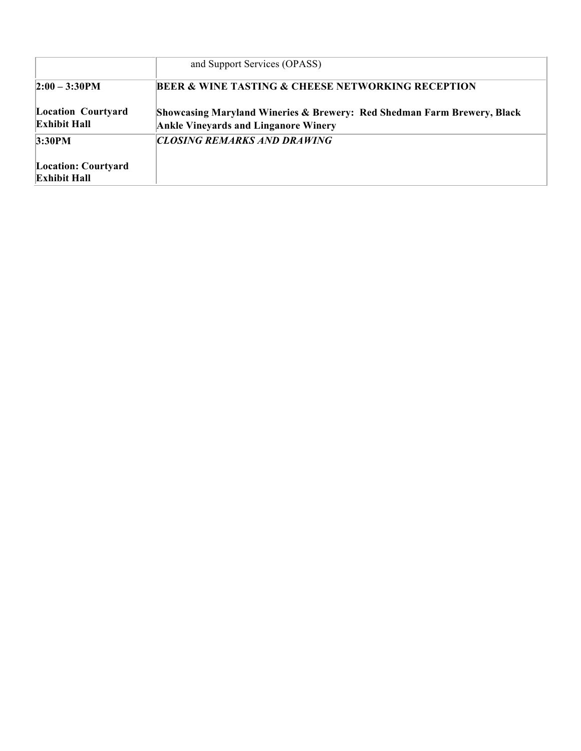| | |
|---|---|
| | and Support Services (OPASS) |
| **2:00 – 3:30PM**<br><br>**Location Courtyard Exhibit Hall** | **BEER & WINE TASTING & CHEESE NETWORKING RECEPTION**<br><br>**Showcasing Maryland Wineries & Brewery: Red Shedman Farm Brewery, Black Ankle Vineyards and Linganore Winery** |
| **3:30PM**<br><br>**Location: Courtyard Exhibit Hall** | ***CLOSING REMARKS AND DRAWING*** |